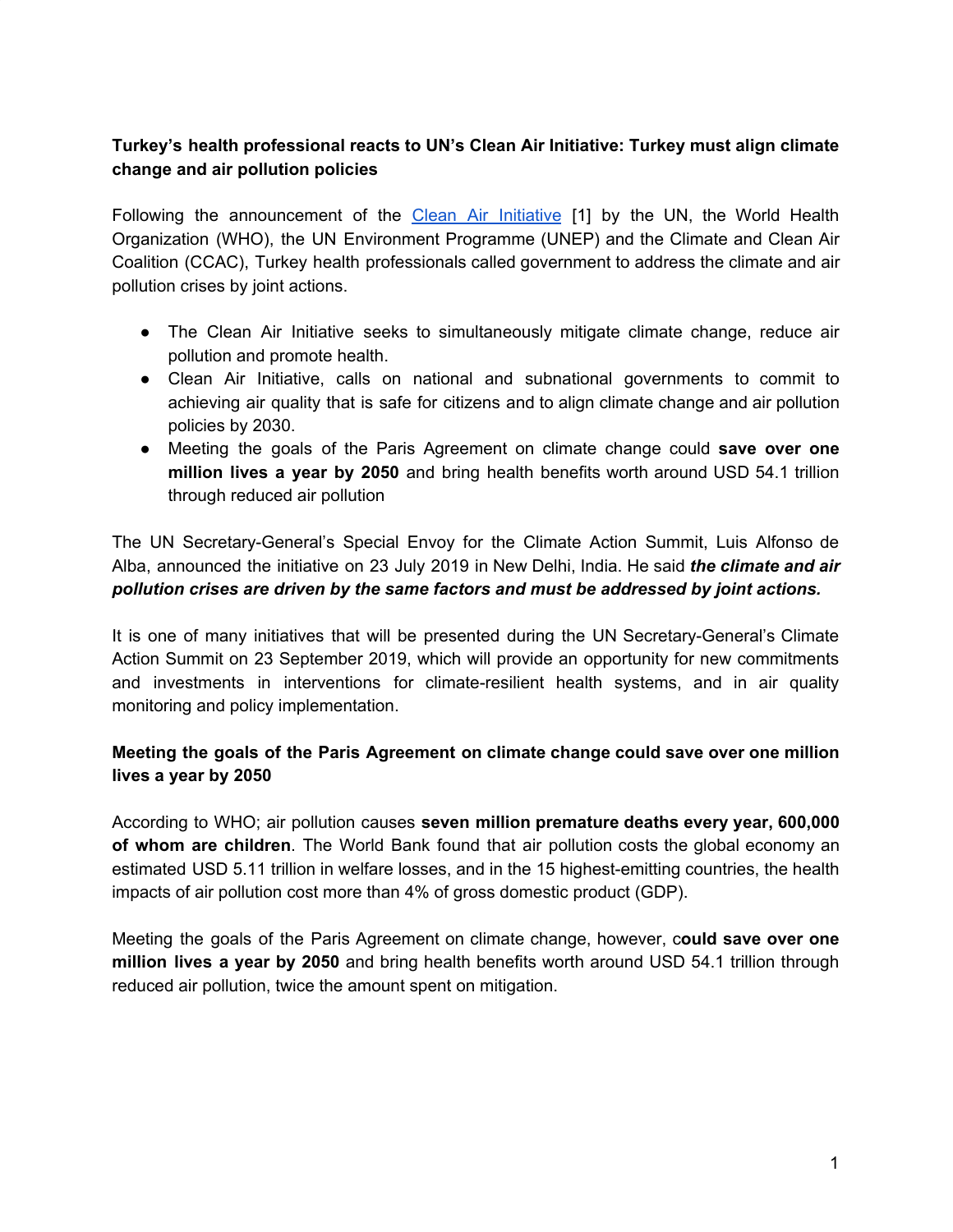**Turkey's health professional reacts to UN's Clean Air Initiative: Turkey must align climate change and air pollution policies**

Following the announcement of the Clean Air Initiative [1] by the UN, the World Health Organization (WHO), the UN Environment Programme (UNEP) and the Climate and Clean Air Coalition (CCAC), Turkey health professionals called government to address the climate and air pollution crises by joint actions.

- The Clean Air Initiative seeks to simultaneously mitigate climate change, reduce air pollution and promote health.
- Clean Air Initiative, calls on national and subnational governments to commit to achieving air quality that is safe for citizens and to align climate change and air pollution policies by 2030.
- Meeting the goals of the Paris Agreement on climate change could **save over one million lives a year by 2050** and bring health benefits worth around USD 54.1 trillion through reduced air pollution

The UN Secretary-General's Special Envoy for the Climate Action Summit, Luis Alfonso de Alba, announced the initiative on 23 July 2019 in New Delhi, India. He said ***the climate and air pollution crises are driven by the same factors and must be addressed by joint actions.***

It is one of many initiatives that will be presented during the UN Secretary-General's Climate Action Summit on 23 September 2019, which will provide an opportunity for new commitments and investments in interventions for climate-resilient health systems, and in air quality monitoring and policy implementation.

**Meeting the goals of the Paris Agreement on climate change could save over one million lives a year by 2050**

According to WHO; air pollution causes **seven million premature deaths every year, 600,000 of whom are children**. The World Bank found that air pollution costs the global economy an estimated USD 5.11 trillion in welfare losses, and in the 15 highest-emitting countries, the health impacts of air pollution cost more than 4% of gross domestic product (GDP).

Meeting the goals of the Paris Agreement on climate change, however, c**ould save over one million lives a year by 2050** and bring health benefits worth around USD 54.1 trillion through reduced air pollution, twice the amount spent on mitigation.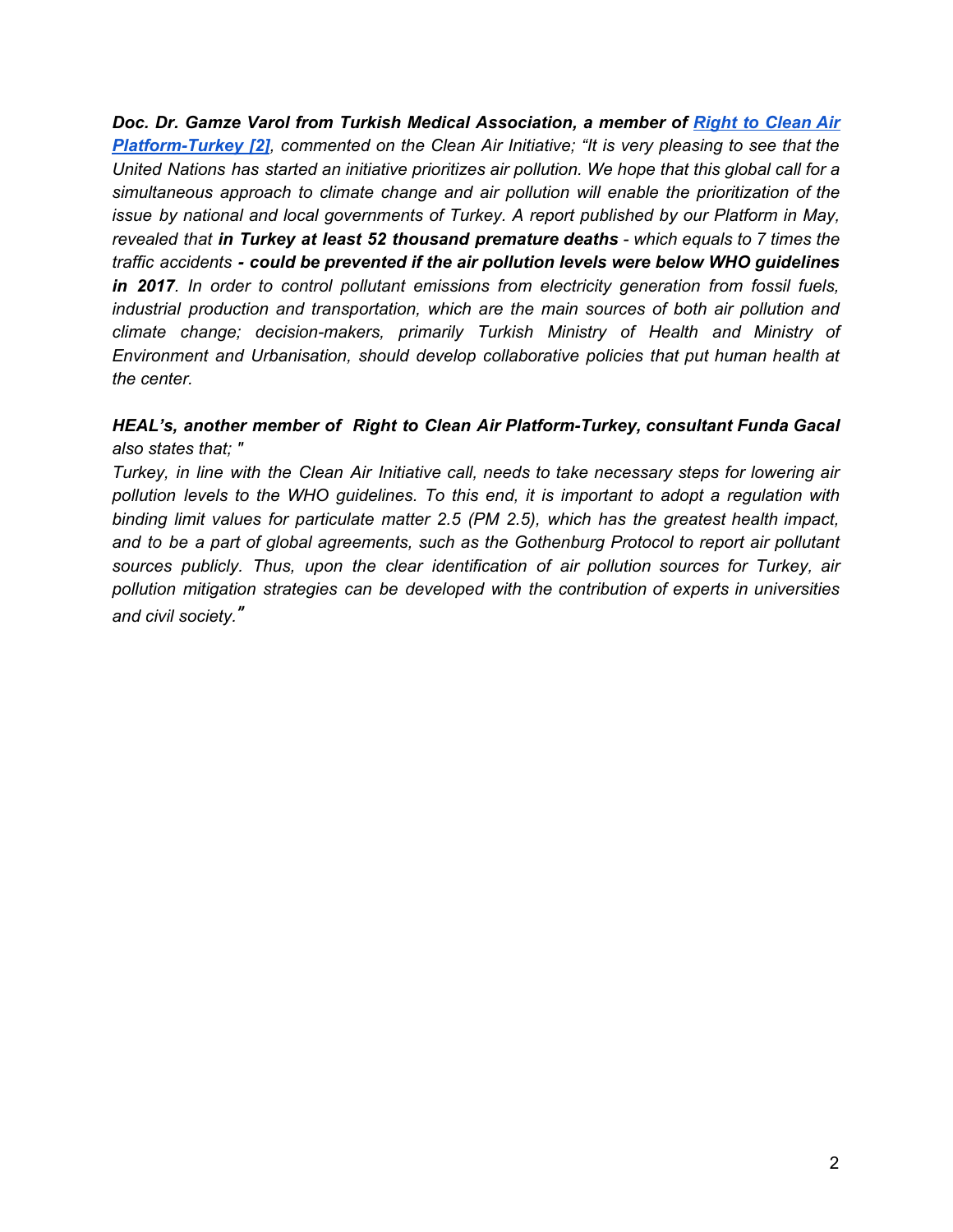***Doc. Dr. Gamze Varol from Turkish Medical Association, a member of [Right to Clean Air Platform-Turkey [2]](#)****, commented on the Clean Air Initiative; "It is very pleasing to see that the United Nations has started an initiative prioritizes air pollution. We hope that this global call for a simultaneous approach to climate change and air pollution will enable the prioritization of the issue by national and local governments of Turkey. A report published by our Platform in May, revealed that* ***in Turkey at least 52 thousand premature deaths*** *- which equals to 7 times the traffic accidents* ***- could be prevented if the air pollution levels were below WHO guidelines in 2017****. In order to control pollutant emissions from electricity generation from fossil fuels, industrial production and transportation, which are the main sources of both air pollution and climate change; decision-makers, primarily Turkish Ministry of Health and Ministry of Environment and Urbanisation, should develop collaborative policies that put human health at the center.*

***HEAL's, another member of Right to Clean Air Platform-Turkey, consultant Funda Gacal*** *also states that; "*

*Turkey, in line with the Clean Air Initiative call, needs to take necessary steps for lowering air pollution levels to the WHO guidelines. To this end, it is important to adopt a regulation with binding limit values for particulate matter 2.5 (PM 2.5), which has the greatest health impact, and to be a part of global agreements, such as the Gothenburg Protocol to report air pollutant sources publicly. Thus, upon the clear identification of air pollution sources for Turkey, air pollution mitigation strategies can be developed with the contribution of experts in universities and civil society."*